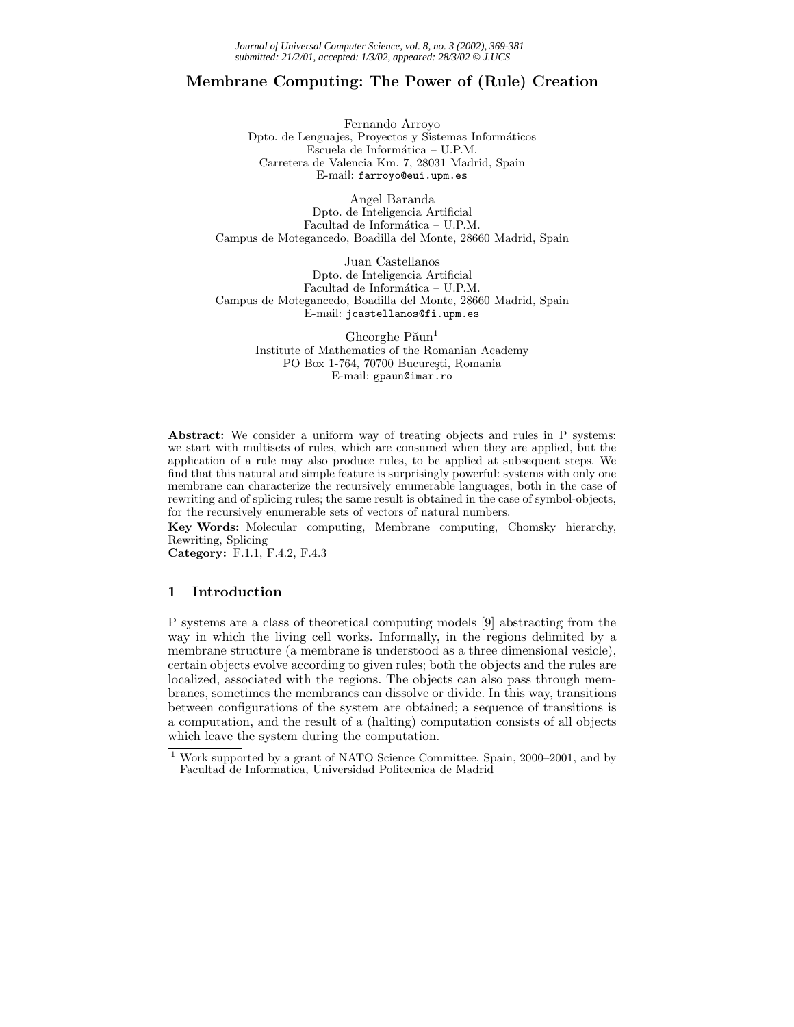# Membrane Computing: The Power of (Rule) Creation

Fernando Arroyo
Dpto. de Lenguajes, Proyectos y Sistemas Informáticos
Escuela de Informática – U.P.M.
Carretera de Valencia Km. 7, 28031 Madrid, Spain
E-mail: farroyo@eui.upm.es

Angel Baranda
Dpto. de Inteligencia Artificial
Facultad de Informática – U.P.M.
Campus de Motegancedo, Boadilla del Monte, 28660 Madrid, Spain

Juan Castellanos
Dpto. de Inteligencia Artificial
Facultad de Informática – U.P.M.
Campus de Motegancedo, Boadilla del Monte, 28660 Madrid, Spain
E-mail: jcastellanos@fi.upm.es

Gheorghe Păun[1]
Institute of Mathematics of the Romanian Academy
PO Box 1-764, 70700 Bucureşti, Romania
E-mail: gpaun@imar.ro

**Abstract:** We consider a uniform way of treating objects and rules in P systems: we start with multisets of rules, which are consumed when they are applied, but the application of a rule may also produce rules, to be applied at subsequent steps. We find that this natural and simple feature is surprisingly powerful: systems with only one membrane can characterize the recursively enumerable languages, both in the case of rewriting and of splicing rules; the same result is obtained in the case of symbol-objects, for the recursively enumerable sets of vectors of natural numbers.

**Key Words:** Molecular computing, Membrane computing, Chomsky hierarchy, Rewriting, Splicing

**Category:** F.1.1, F.4.2, F.4.3

## 1 Introduction

P systems are a class of theoretical computing models [9] abstracting from the way in which the living cell works. Informally, in the regions delimited by a membrane structure (a membrane is understood as a three dimensional vesicle), certain objects evolve according to given rules; both the objects and the rules are localized, associated with the regions. The objects can also pass through membranes, sometimes the membranes can dissolve or divide. In this way, transitions between configurations of the system are obtained; a sequence of transitions is a computation, and the result of a (halting) computation consists of all objects which leave the system during the computation.

[1] Work supported by a grant of NATO Science Committee, Spain, 2000–2001, and by Facultad de Informatica, Universidad Politecnica de Madrid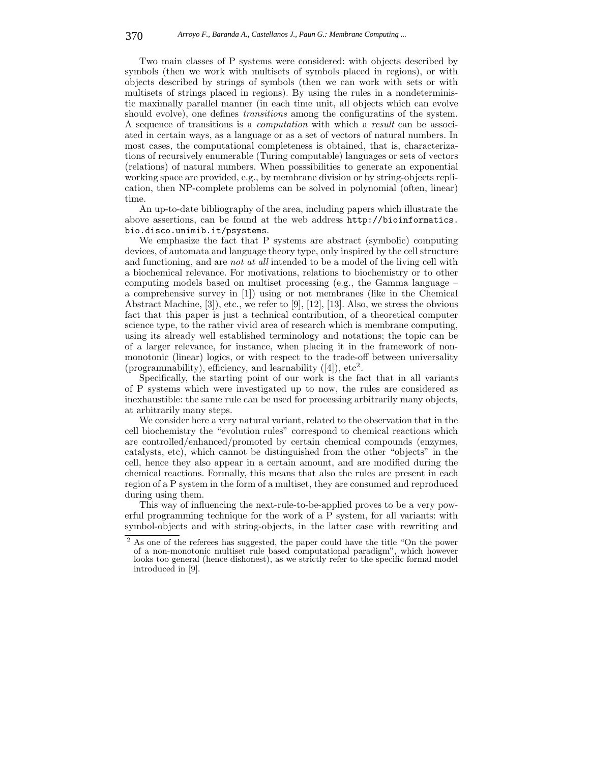Two main classes of P systems were considered: with objects described by symbols (then we work with multisets of symbols placed in regions), or with objects described by strings of symbols (then we can work with sets or with multisets of strings placed in regions). By using the rules in a nondeterministic maximally parallel manner (in each time unit, all objects which can evolve should evolve), one defines *transitions* among the configuratins of the system. A sequence of transitions is a *computation* with which a *result* can be associated in certain ways, as a language or as a set of vectors of natural numbers. In most cases, the computational completeness is obtained, that is, characterizations of recursively enumerable (Turing computable) languages or sets of vectors (relations) of natural numbers. When posssibilities to generate an exponential working space are provided, e.g., by membrane division or by string-objects replication, then NP-complete problems can be solved in polynomial (often, linear) time.

An up-to-date bibliography of the area, including papers which illustrate the above assertions, can be found at the web address `http://bioinformatics.bio.disco.unimib.it/psystems`.

We emphasize the fact that P systems are abstract (symbolic) computing devices, of automata and language theory type, only inspired by the cell structure and functioning, and are *not at all* intended to be a model of the living cell with a biochemical relevance. For motivations, relations to biochemistry or to other computing models based on multiset processing (e.g., the Gamma language – a comprehensive survey in [1]) using or not membranes (like in the Chemical Abstract Machine, [3]), etc., we refer to [9], [12], [13]. Also, we stress the obvious fact that this paper is just a technical contribution, of a theoretical computer science type, to the rather vivid area of research which is membrane computing, using its already well established terminology and notations; the topic can be of a larger relevance, for instance, when placing it in the framework of non-monotonic (linear) logics, or with respect to the trade-off between universality (programmability), efficiency, and learnability ([4]), etc[2].

Specifically, the starting point of our work is the fact that in all variants of P systems which were investigated up to now, the rules are considered as inexhaustible: the same rule can be used for processing arbitrarily many objects, at arbitrarily many steps.

We consider here a very natural variant, related to the observation that in the cell biochemistry the "evolution rules" correspond to chemical reactions which are controlled/enhanced/promoted by certain chemical compounds (enzymes, catalysts, etc), which cannot be distinguished from the other "objects" in the cell, hence they also appear in a certain amount, and are modified during the chemical reactions. Formally, this means that also the rules are present in each region of a P system in the form of a multiset, they are consumed and reproduced during using them.

This way of influencing the next-rule-to-be-applied proves to be a very powerful programming technique for the work of a P system, for all variants: with symbol-objects and with string-objects, in the latter case with rewriting and

[2] As one of the referees has suggested, the paper could have the title "On the power of a non-monotonic multiset rule based computational paradigm", which however looks too general (hence dishonest), as we strictly refer to the specific formal model introduced in [9].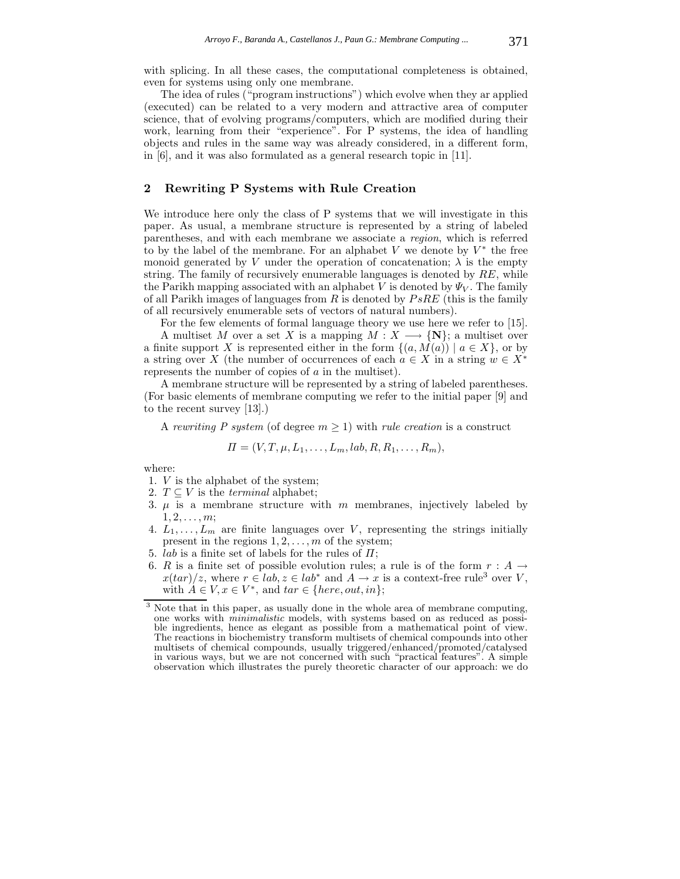with splicing. In all these cases, the computational completeness is obtained, even for systems using only one membrane.

The idea of rules ("program instructions") which evolve when they ar applied (executed) can be related to a very modern and attractive area of computer science, that of evolving programs/computers, which are modified during their work, learning from their "experience". For P systems, the idea of handling objects and rules in the same way was already considered, in a different form, in [6], and it was also formulated as a general research topic in [11].

## 2 Rewriting P Systems with Rule Creation

We introduce here only the class of P systems that we will investigate in this paper. As usual, a membrane structure is represented by a string of labeled parentheses, and with each membrane we associate a *region*, which is referred to by the label of the membrane. For an alphabet $V$ we denote by $V^*$ the free monoid generated by $V$ under the operation of concatenation; $\lambda$ is the empty string. The family of recursively enumerable languages is denoted by $RE$, while the Parikh mapping associated with an alphabet $V$ is denoted by $\Psi_V$. The family of all Parikh images of languages from $R$ is denoted by $PsRE$ (this is the family of all recursively enumerable sets of vectors of natural numbers).

For the few elements of formal language theory we use here we refer to [15].

A multiset $M$ over a set $X$ is a mapping $M : X \longrightarrow \{\mathbf{N}\}$; a multiset over a finite support $X$ is represented either in the form $\{(a, M(a)) \mid a \in X\}$, or by a string over $X$ (the number of occurrences of each $a \in X$ in a string $w \in X^*$ represents the number of copies of $a$ in the multiset).

A membrane structure will be represented by a string of labeled parentheses. (For basic elements of membrane computing we refer to the initial paper [9] and to the recent survey [13].)

A *rewriting P system* (of degree $m \geq 1$) with *rule creation* is a construct

$$\Pi = (V, T, \mu, L_1, \ldots, L_m, lab, R, R_1, \ldots, R_m),$$

where:

1. $V$ is the alphabet of the system;
2. $T \subseteq V$ is the *terminal* alphabet;
3. $\mu$ is a membrane structure with $m$ membranes, injectively labeled by $1, 2, \ldots, m$;
4. $L_1, \ldots, L_m$ are finite languages over $V$, representing the strings initially present in the regions $1, 2, \ldots, m$ of the system;
5. $lab$ is a finite set of labels for the rules of $\Pi$;
6. $R$ is a finite set of possible evolution rules; a rule is of the form $r : A \to x(tar)/z$, where $r \in lab, z \in lab^*$ and $A \to x$ is a context-free rule[3] over $V$, with $A \in V, x \in V^*$, and $tar \in \{here, out, in\}$;

[3] Note that in this paper, as usually done in the whole area of membrane computing, one works with *minimalistic* models, with systems based on as reduced as possible ingredients, hence as elegant as possible from a mathematical point of view. The reactions in biochemistry transform multisets of chemical compounds into other multisets of chemical compounds, usually triggered/enhanced/promoted/catalysed in various ways, but we are not concerned with such "practical features". A simple observation which illustrates the purely theoretic character of our approach: we do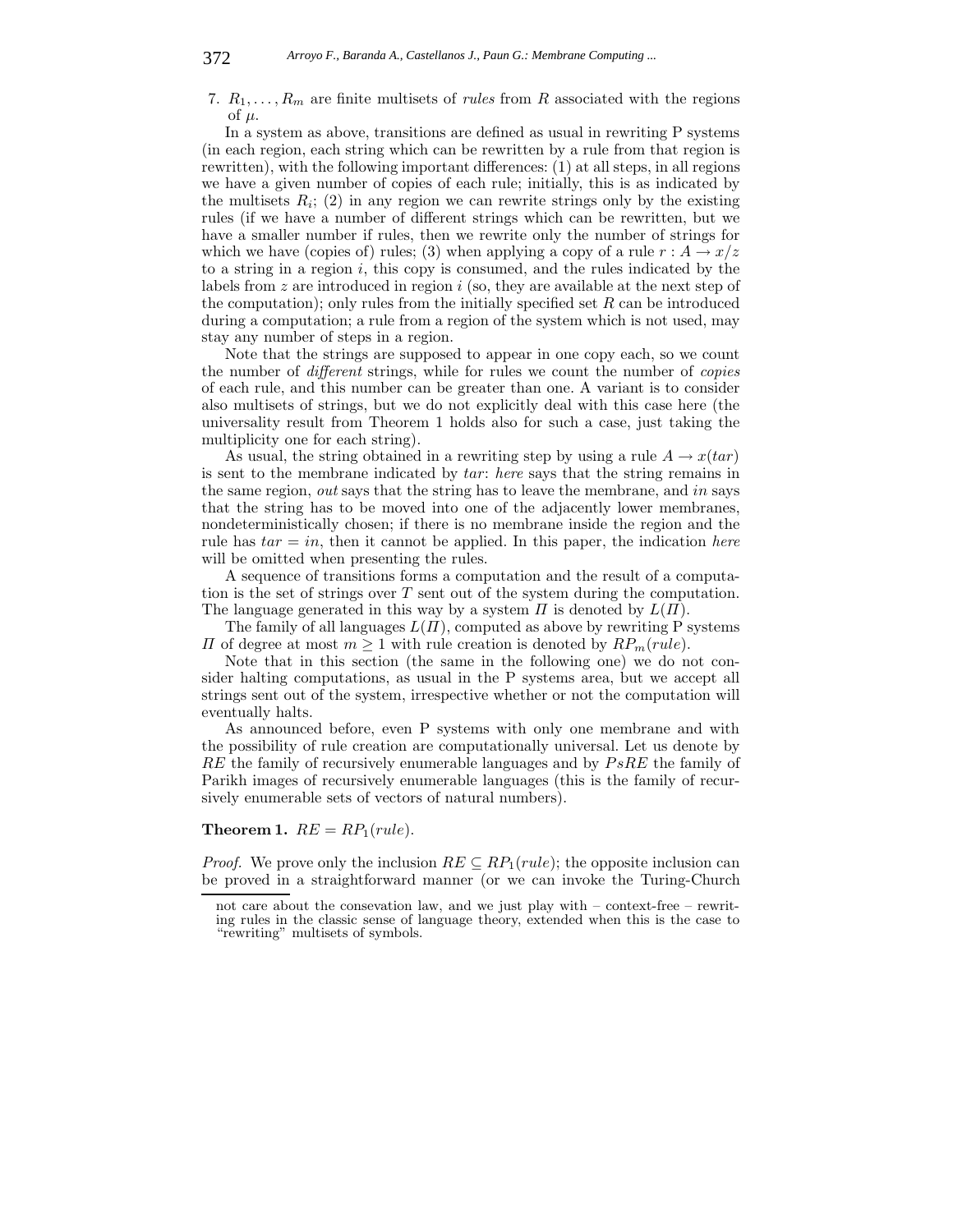7. $R_1, \ldots, R_m$ are finite multisets of *rules* from $R$ associated with the regions of $\mu$.

In a system as above, transitions are defined as usual in rewriting P systems (in each region, each string which can be rewritten by a rule from that region is rewritten), with the following important differences: (1) at all steps, in all regions we have a given number of copies of each rule; initially, this is as indicated by the multisets $R_i$; (2) in any region we can rewrite strings only by the existing rules (if we have a number of different strings which can be rewritten, but we have a smaller number if rules, then we rewrite only the number of strings for which we have (copies of) rules; (3) when applying a copy of a rule $r : A \to x/z$ to a string in a region $i$, this copy is consumed, and the rules indicated by the labels from $z$ are introduced in region $i$ (so, they are available at the next step of the computation); only rules from the initially specified set $R$ can be introduced during a computation; a rule from a region of the system which is not used, may stay any number of steps in a region.

Note that the strings are supposed to appear in one copy each, so we count the number of *different* strings, while for rules we count the number of *copies* of each rule, and this number can be greater than one. A variant is to consider also multisets of strings, but we do not explicitly deal with this case here (the universality result from Theorem 1 holds also for such a case, just taking the multiplicity one for each string).

As usual, the string obtained in a rewriting step by using a rule $A \to x(tar)$ is sent to the membrane indicated by $tar$: *here* says that the string remains in the same region, *out* says that the string has to leave the membrane, and *in* says that the string has to be moved into one of the adjacently lower membranes, nondeterministically chosen; if there is no membrane inside the region and the rule has $tar = in$, then it cannot be applied. In this paper, the indication *here* will be omitted when presenting the rules.

A sequence of transitions forms a computation and the result of a computation is the set of strings over $T$ sent out of the system during the computation. The language generated in this way by a system $\Pi$ is denoted by $L(\Pi)$.

The family of all languages $L(\Pi)$, computed as above by rewriting P systems $\Pi$ of degree at most $m \geq 1$ with rule creation is denoted by $RP_m(rule)$.

Note that in this section (the same in the following one) we do not consider halting computations, as usual in the P systems area, but we accept all strings sent out of the system, irrespective whether or not the computation will eventually halts.

As announced before, even P systems with only one membrane and with the possibility of rule creation are computationally universal. Let us denote by $RE$ the family of recursively enumerable languages and by $PsRE$ the family of Parikh images of recursively enumerable languages (this is the family of recursively enumerable sets of vectors of natural numbers).

**Theorem 1.** $RE = RP_1(rule)$.

*Proof.* We prove only the inclusion $RE \subseteq RP_1(rule)$; the opposite inclusion can be proved in a straightforward manner (or we can invoke the Turing-Church

---

not care about the consevation law, and we just play with – context-free – rewriting rules in the classic sense of language theory, extended when this is the case to "rewriting" multisets of symbols.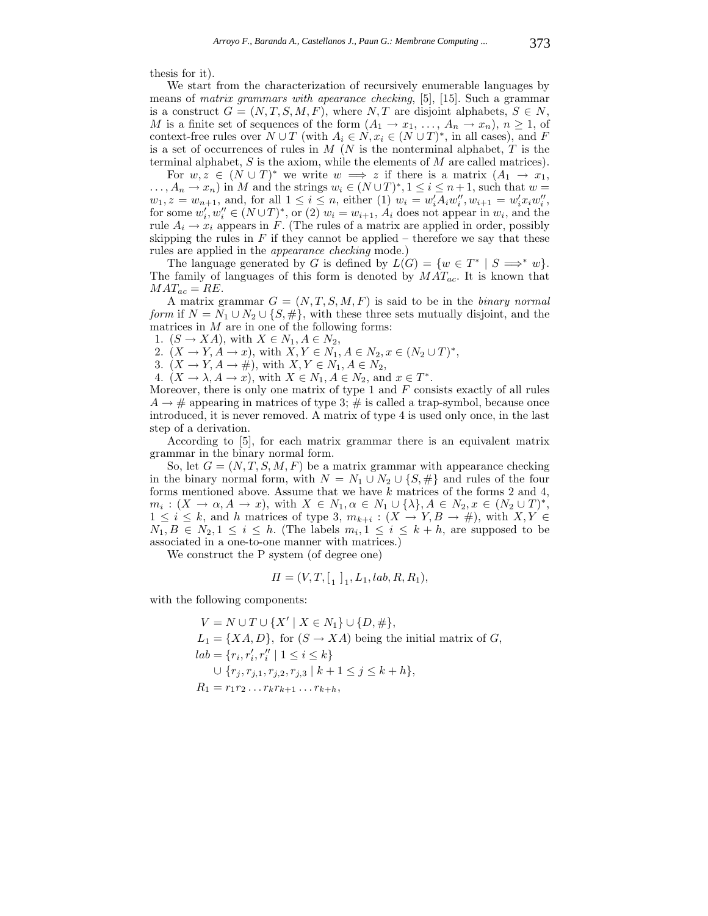thesis for it).

We start from the characterization of recursively enumerable languages by means of *matrix grammars with apearance checking*, [5], [15]. Such a grammar is a construct $G = (N, T, S, M, F)$, where $N, T$ are disjoint alphabets, $S \in N$, $M$ is a finite set of sequences of the form $(A_1 \to x_1, \ldots, A_n \to x_n)$, $n \geq 1$, of context-free rules over $N \cup T$ (with $A_i \in N, x_i \in (N \cup T)^*$, in all cases), and $F$ is a set of occurrences of rules in $M$ ($N$ is the nonterminal alphabet, $T$ is the terminal alphabet, $S$ is the axiom, while the elements of $M$ are called matrices).

For $w, z \in (N \cup T)^*$ we write $w \Longrightarrow z$ if there is a matrix $(A_1 \to x_1, \ldots, A_n \to x_n)$ in $M$ and the strings $w_i \in (N \cup T)^*, 1 \leq i \leq n+1$, such that $w = w_1, z = w_{n+1}$, and, for all $1 \leq i \leq n$, either (1) $w_i = w_i' A_i w_i'', w_{i+1} = w_i' x_i w_i''$, for some $w_i', w_i'' \in (N \cup T)^*$, or (2) $w_i = w_{i+1}$, $A_i$ does not appear in $w_i$, and the rule $A_i \to x_i$ appears in $F$. (The rules of a matrix are applied in order, possibly skipping the rules in $F$ if they cannot be applied – therefore we say that these rules are applied in the *appearance checking* mode.)

The language generated by $G$ is defined by $L(G) = \{w \in T^* \mid S \Longrightarrow^* w\}$. The family of languages of this form is denoted by $MAT_{ac}$. It is known that $MAT_{ac} = RE$.

A matrix grammar $G = (N, T, S, M, F)$ is said to be in the *binary normal form* if $N = N_1 \cup N_2 \cup \{S, \#\}$, with these three sets mutually disjoint, and the matrices in $M$ are in one of the following forms:

1. $(S \to XA)$, with $X \in N_1, A \in N_2$,
2. $(X \to Y, A \to x)$, with $X, Y \in N_1, A \in N_2, x \in (N_2 \cup T)^*$,
3. $(X \to Y, A \to \#)$, with $X, Y \in N_1, A \in N_2$,
4. $(X \to \lambda, A \to x)$, with $X \in N_1, A \in N_2$, and $x \in T^*$.

Moreover, there is only one matrix of type 1 and $F$ consists exactly of all rules $A \to \#$ appearing in matrices of type 3; $\#$ is called a trap-symbol, because once introduced, it is never removed. A matrix of type 4 is used only once, in the last step of a derivation.

According to [5], for each matrix grammar there is an equivalent matrix grammar in the binary normal form.

So, let $G = (N, T, S, M, F)$ be a matrix grammar with appearance checking in the binary normal form, with $N = N_1 \cup N_2 \cup \{S, \#\}$ and rules of the four forms mentioned above. Assume that we have $k$ matrices of the forms 2 and 4, $m_i : (X \to \alpha, A \to x)$, with $X \in N_1, \alpha \in N_1 \cup \{\lambda\}, A \in N_2, x \in (N_2 \cup T)^*$, $1 \leq i \leq k$, and $h$ matrices of type 3, $m_{k+i} : (X \to Y, B \to \#)$, with $X, Y \in N_1, B \in N_2, 1 \leq i \leq h$. (The labels $m_i, 1 \leq i \leq k+h$, are supposed to be associated in a one-to-one manner with matrices.)

We construct the P system (of degree one)

$$\Pi = (V, T, [_1\ ]_1, L_1, lab, R, R_1),$$

with the following components:

$$
\begin{aligned}
V &= N \cup T \cup \{X' \mid X \in N_1\} \cup \{D, \#\}, \\
L_1 &= \{XA, D\}, \text{ for } (S \to XA) \text{ being the initial matrix of } G, \\
lab &= \{r_i, r_i', r_i'' \mid 1 \leq i \leq k\} \\
&\quad \cup \{r_j, r_{j,1}, r_{j,2}, r_{j,3} \mid k+1 \leq j \leq k+h\}, \\
R_1 &= r_1 r_2 \ldots r_k r_{k+1} \ldots r_{k+h},
\end{aligned}
$$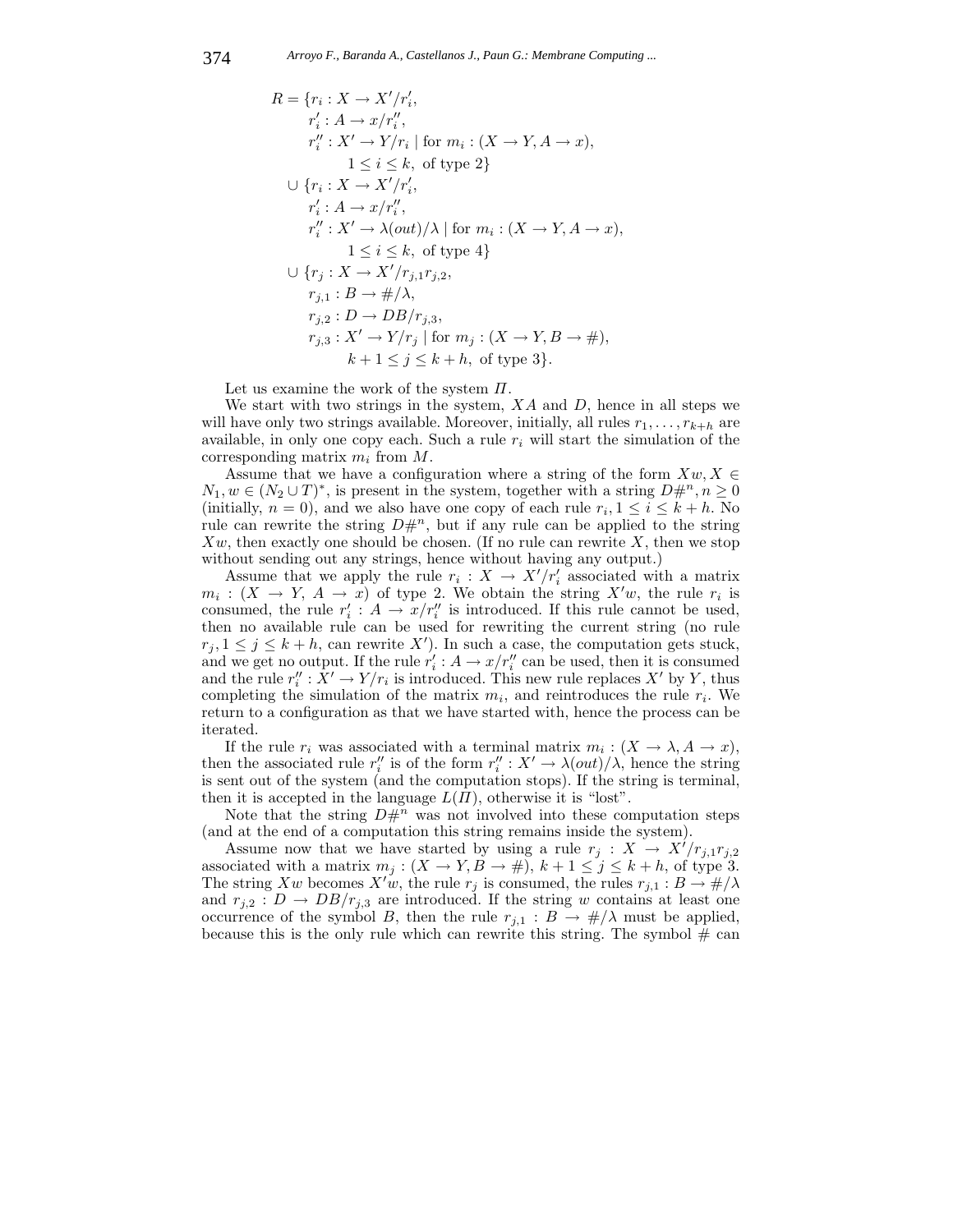$$
\begin{aligned}
R = \{ & r_i : X \to X'/r_i', \\
& r_i' : A \to x/r_i'', \\
& r_i'' : X' \to Y/r_i \mid \text{for } m_i : (X \to Y, A \to x), \\
& \qquad 1 \le i \le k, \text{ of type 2}\} \\
\cup \{ & r_i : X \to X'/r_i', \\
& r_i' : A \to x/r_i'', \\
& r_i'' : X' \to \lambda(out)/\lambda \mid \text{for } m_i : (X \to Y, A \to x), \\
& \qquad 1 \le i \le k, \text{ of type 4}\} \\
\cup \{ & r_j : X \to X'/r_{j,1}r_{j,2}, \\
& r_{j,1} : B \to \#/\lambda, \\
& r_{j,2} : D \to DB/r_{j,3}, \\
& r_{j,3} : X' \to Y/r_j \mid \text{for } m_j : (X \to Y, B \to \#), \\
& \qquad k+1 \le j \le k+h, \text{ of type 3}\}.
\end{aligned}
$$

Let us examine the work of the system $\Pi$.

We start with two strings in the system, $XA$ and $D$, hence in all steps we will have only two strings available. Moreover, initially, all rules $r_1, \ldots, r_{k+h}$ are available, in only one copy each. Such a rule $r_i$ will start the simulation of the corresponding matrix $m_i$ from $M$.

Assume that we have a configuration where a string of the form $Xw, X \in N_1, w \in (N_2 \cup T)^*$, is present in the system, together with a string $D\#^n, n \ge 0$ (initially, $n = 0$), and we also have one copy of each rule $r_i, 1 \le i \le k+h$. No rule can rewrite the string $D\#^n$, but if any rule can be applied to the string $Xw$, then exactly one should be chosen. (If no rule can rewrite $X$, then we stop without sending out any strings, hence without having any output.)

Assume that we apply the rule $r_i : X \to X'/r_i'$ associated with a matrix $m_i : (X \to Y, A \to x)$ of type 2. We obtain the string $X'w$, the rule $r_i$ is consumed, the rule $r_i' : A \to x/r_i''$ is introduced. If this rule cannot be used, then no available rule can be used for rewriting the current string (no rule $r_j, 1 \le j \le k+h$, can rewrite $X'$). In such a case, the computation gets stuck, and we get no output. If the rule $r_i' : A \to x/r_i''$ can be used, then it is consumed and the rule $r_i'' : X' \to Y/r_i$ is introduced. This new rule replaces $X'$ by $Y$, thus completing the simulation of the matrix $m_i$, and reintroduces the rule $r_i$. We return to a configuration as that we have started with, hence the process can be iterated.

If the rule $r_i$ was associated with a terminal matrix $m_i : (X \to \lambda, A \to x)$, then the associated rule $r_i''$ is of the form $r_i'' : X' \to \lambda(out)/\lambda$, hence the string is sent out of the system (and the computation stops). If the string is terminal, then it is accepted in the language $L(\Pi)$, otherwise it is "lost".

Note that the string $D\#^n$ was not involved into these computation steps (and at the end of a computation this string remains inside the system).

Assume now that we have started by using a rule $r_j : X \to X'/r_{j,1}r_{j,2}$ associated with a matrix $m_j : (X \to Y, B \to \#)$, $k+1 \le j \le k+h$, of type 3. The string $Xw$ becomes $X'w$, the rule $r_j$ is consumed, the rules $r_{j,1} : B \to \#/\lambda$ and $r_{j,2} : D \to DB/r_{j,3}$ are introduced. If the string $w$ contains at least one occurrence of the symbol $B$, then the rule $r_{j,1} : B \to \#/\lambda$ must be applied, because this is the only rule which can rewrite this string. The symbol # can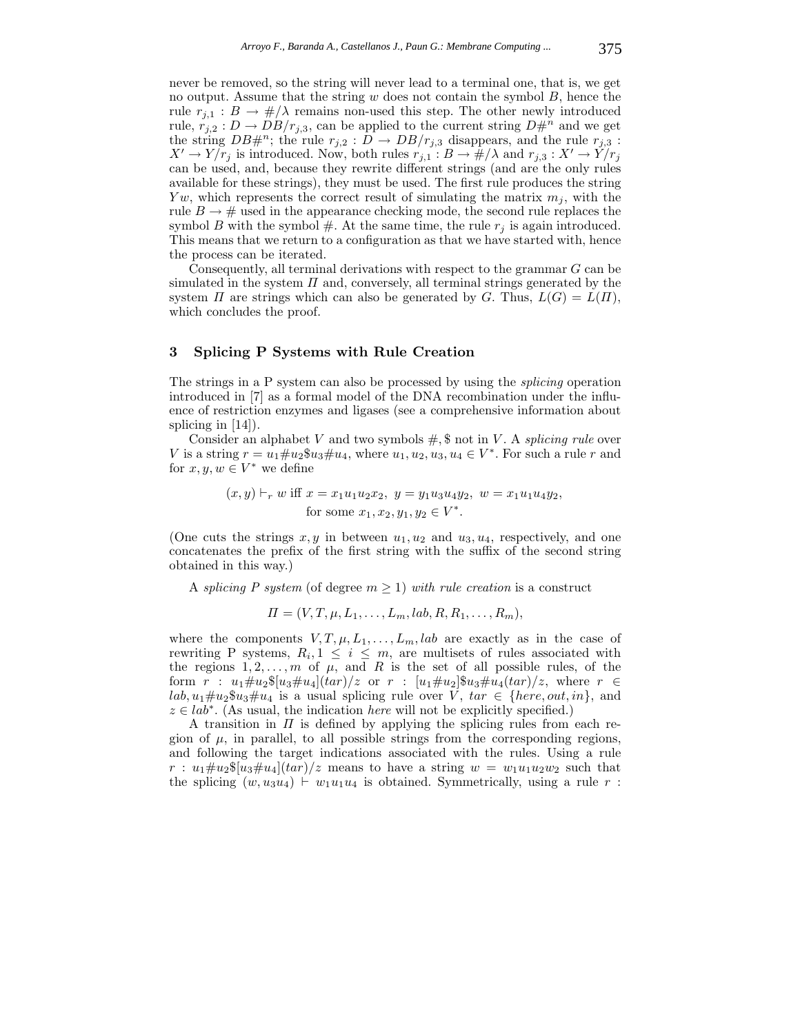never be removed, so the string will never lead to a terminal one, that is, we get no output. Assume that the string $w$ does not contain the symbol $B$, hence the rule $r_{j,1} : B \to \#/\lambda$ remains non-used this step. The other newly introduced rule, $r_{j,2} : D \to DB/r_{j,3}$, can be applied to the current string $D\#^n$ and we get the string $DB\#^n$; the rule $r_{j,2} : D \to DB/r_{j,3}$ disappears, and the rule $r_{j,3} : X' \to Y/r_j$ is introduced. Now, both rules $r_{j,1} : B \to \#/\lambda$ and $r_{j,3} : X' \to Y/r_j$ can be used, and, because they rewrite different strings (and are the only rules available for these strings), they must be used. The first rule produces the string $Yw$, which represents the correct result of simulating the matrix $m_j$, with the rule $B \to \#$ used in the appearance checking mode, the second rule replaces the symbol $B$ with the symbol $\#$. At the same time, the rule $r_j$ is again introduced. This means that we return to a configuration as that we have started with, hence the process can be iterated.

Consequently, all terminal derivations with respect to the grammar $G$ can be simulated in the system $\Pi$ and, conversely, all terminal strings generated by the system $\Pi$ are strings which can also be generated by $G$. Thus, $L(G) = L(\Pi)$, which concludes the proof.

## 3 Splicing P Systems with Rule Creation

The strings in a P system can also be processed by using the *splicing* operation introduced in [7] as a formal model of the DNA recombination under the influence of restriction enzymes and ligases (see a comprehensive information about splicing in [14]).

Consider an alphabet $V$ and two symbols $\#, \$$ not in $V$. A *splicing rule* over $V$ is a string $r = u_1\#u_2\$u_3\#u_4$, where $u_1, u_2, u_3, u_4 \in V^*$. For such a rule $r$ and for $x, y, w \in V^*$ we define

$$(x, y) \vdash_r w \text{ iff } x = x_1u_1u_2x_2,\ y = y_1u_3u_4y_2,\ w = x_1u_1u_4y_2, \text{ for some } x_1, x_2, y_1, y_2 \in V^*.$$

(One cuts the strings $x, y$ in between $u_1, u_2$ and $u_3, u_4$, respectively, and one concatenates the prefix of the first string with the suffix of the second string obtained in this way.)

A *splicing P system* (of degree $m \geq 1$) *with rule creation* is a construct

$$\Pi = (V, T, \mu, L_1, \ldots, L_m, lab, R, R_1, \ldots, R_m),$$

where the components $V, T, \mu, L_1, \ldots, L_m, lab$ are exactly as in the case of rewriting P systems, $R_i, 1 \leq i \leq m$, are multisets of rules associated with the regions $1, 2, \ldots, m$ of $\mu$, and $R$ is the set of all possible rules, of the form $r : u_1\#u_2\$[u_3\#u_4](tar)/z$ or $r : [u_1\#u_2]\$u_3\#u_4(tar)/z$, where $r \in lab, u_1\#u_2\$u_3\#u_4$ is a usual splicing rule over $V$, $tar \in \{here, out, in\}$, and $z \in lab^*$. (As usual, the indication *here* will not be explicitly specified.)

A transition in $\Pi$ is defined by applying the splicing rules from each region of $\mu$, in parallel, to all possible strings from the corresponding regions, and following the target indications associated with the rules. Using a rule $r : u_1\#u_2\$[u_3\#u_4](tar)/z$ means to have a string $w = w_1u_1u_2w_2$ such that the splicing $(w, u_3u_4) \vdash w_1u_1u_4$ is obtained. Symmetrically, using a rule $r$ :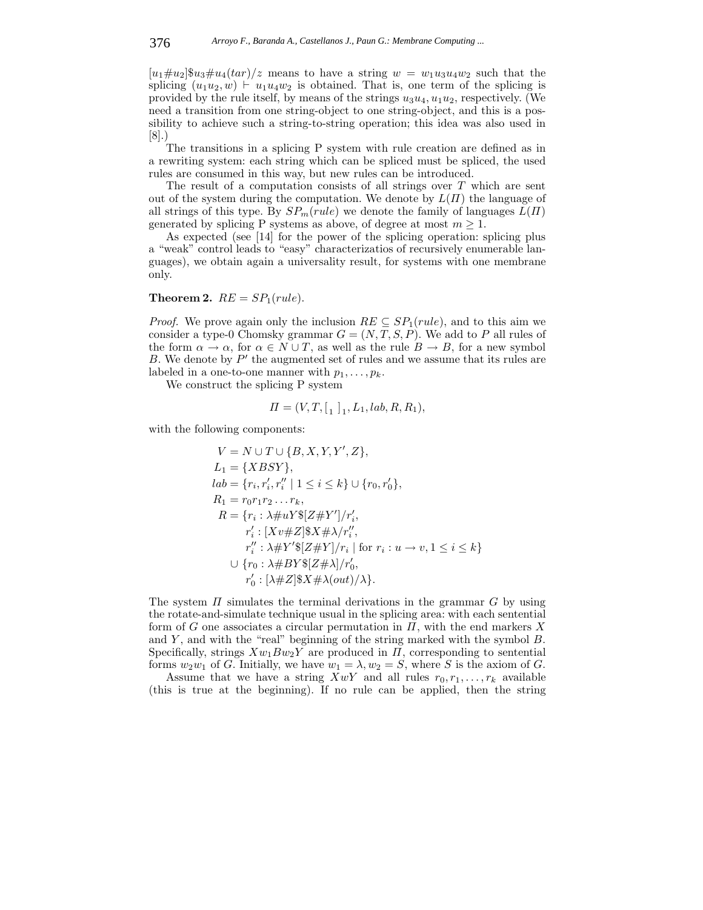$[u_1\#u_2]\$u_3\#u_4(tar)/z$ means to have a string $w = w_1u_3u_4w_2$ such that the splicing $(u_1u_2, w) \vdash u_1u_4w_2$ is obtained. That is, one term of the splicing is provided by the rule itself, by means of the strings $u_3u_4, u_1u_2$, respectively. (We need a transition from one string-object to one string-object, and this is a possibility to achieve such a string-to-string operation; this idea was also used in [8].)

The transitions in a splicing P system with rule creation are defined as in a rewriting system: each string which can be spliced must be spliced, the used rules are consumed in this way, but new rules can be introduced.

The result of a computation consists of all strings over $T$ which are sent out of the system during the computation. We denote by $L(\Pi)$ the language of all strings of this type. By $SP_m(rule)$ we denote the family of languages $L(\Pi)$ generated by splicing P systems as above, of degree at most $m \geq 1$.

As expected (see [14] for the power of the splicing operation: splicing plus a "weak" control leads to "easy" characterizatios of recursively enumerable languages), we obtain again a universality result, for systems with one membrane only.

**Theorem 2.** $RE = SP_1(rule)$.

*Proof.* We prove again only the inclusion $RE \subseteq SP_1(rule)$, and to this aim we consider a type-0 Chomsky grammar $G = (N, T, S, P)$. We add to $P$ all rules of the form $\alpha \to \alpha$, for $\alpha \in N \cup T$, as well as the rule $B \to B$, for a new symbol $B$. We denote by $P'$ the augmented set of rules and we assume that its rules are labeled in a one-to-one manner with $p_1, \ldots, p_k$.

We construct the splicing P system

$$\Pi = (V, T, [_1\ ]_1, L_1, lab, R, R_1),$$

with the following components:

$$\begin{aligned}
V &= N \cup T \cup \{B, X, Y, Y', Z\}, \\
L_1 &= \{XBSY\}, \\
lab &= \{r_i, r'_i, r''_i \mid 1 \leq i \leq k\} \cup \{r_0, r'_0\}, \\
R_1 &= r_0 r_1 r_2 \ldots r_k, \\
R &= \{r_i : \lambda\#uY\$[Z\#Y']/r'_i, \\
&\qquad r'_i : [Xv\#Z]\$X\#\lambda/r''_i, \\
&\qquad r''_i : \lambda\#Y'\$[Z\#Y]/r_i \mid \text{for } r_i : u \to v, 1 \leq i \leq k\} \\
&\quad \cup \{r_0 : \lambda\#BY\$[Z\#\lambda]/r'_0, \\
&\qquad r'_0 : [\lambda\#Z]\$X\#\lambda(out)/\lambda\}.
\end{aligned}$$

The system $\Pi$ simulates the terminal derivations in the grammar $G$ by using the rotate-and-simulate technique usual in the splicing area: with each sentential form of $G$ one associates a circular permutation in $\Pi$, with the end markers $X$ and $Y$, and with the "real" beginning of the string marked with the symbol $B$. Specifically, strings $Xw_1Bw_2Y$ are produced in $\Pi$, corresponding to sentential forms $w_2w_1$ of $G$. Initially, we have $w_1 = \lambda, w_2 = S$, where $S$ is the axiom of $G$.

Assume that we have a string $XwY$ and all rules $r_0, r_1, \ldots, r_k$ available (this is true at the beginning). If no rule can be applied, then the string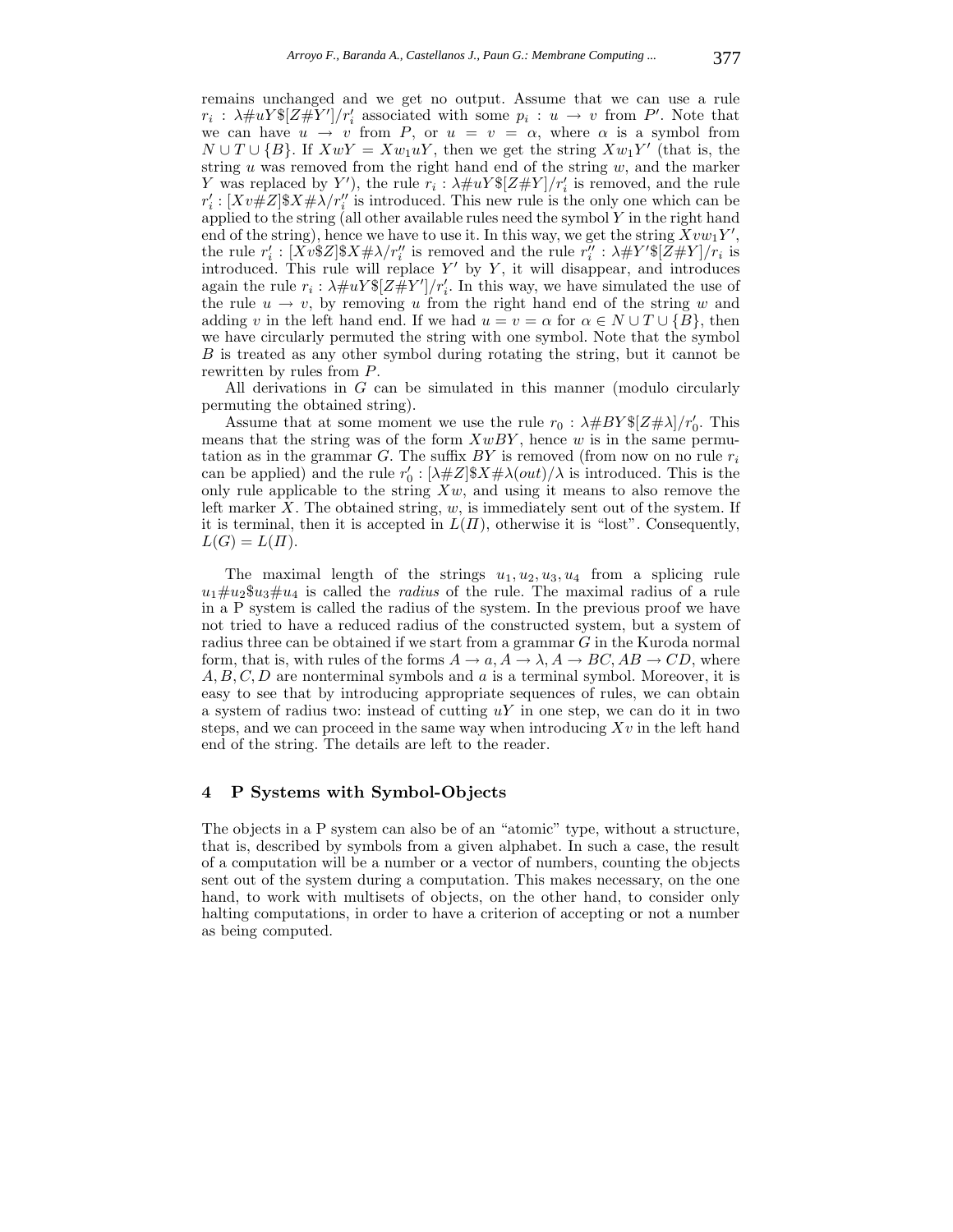remains unchanged and we get no output. Assume that we can use a rule $r_i : \lambda\#uY\$[Z\#Y']/r'_i$ associated with some $p_i : u \to v$ from $P'$. Note that we can have $u \to v$ from $P$, or $u = v = \alpha$, where $\alpha$ is a symbol from $N \cup T \cup \{B\}$. If $XwY = Xw_1uY$, then we get the string $Xw_1Y'$ (that is, the string $u$ was removed from the right hand end of the string $w$, and the marker $Y$ was replaced by $Y'$), the rule $r_i : \lambda\#uY\$[Z\#Y]/r'_i$ is removed, and the rule $r'_i : [Xv\#Z]\$X\#\lambda/r''_i$ is introduced. This new rule is the only one which can be applied to the string (all other available rules need the symbol $Y$ in the right hand end of the string), hence we have to use it. In this way, we get the string $Xvw_1Y'$, the rule $r'_i : [Xv\$Z]\$X\#\lambda/r''_i$ is removed and the rule $r''_i : \lambda\#Y'\$[Z\#Y]/r_i$ is introduced. This rule will replace $Y'$ by $Y$, it will disappear, and introduces again the rule $r_i : \lambda\#uY\$[Z\#Y']/r'_i$. In this way, we have simulated the use of the rule $u \to v$, by removing $u$ from the right hand end of the string $w$ and adding $v$ in the left hand end. If we had $u = v = \alpha$ for $\alpha \in N \cup T \cup \{B\}$, then we have circularly permuted the string with one symbol. Note that the symbol $B$ is treated as any other symbol during rotating the string, but it cannot be rewritten by rules from $P$.

All derivations in $G$ can be simulated in this manner (modulo circularly permuting the obtained string).

Assume that at some moment we use the rule $r_0 : \lambda\#BY\$[Z\#\lambda]/r'_0$. This means that the string was of the form $XwBY$, hence $w$ is in the same permutation as in the grammar $G$. The suffix $BY$ is removed (from now on no rule $r_i$ can be applied) and the rule $r'_0 : [\lambda\#Z]\$X\#\lambda(out)/\lambda$ is introduced. This is the only rule applicable to the string $Xw$, and using it means to also remove the left marker $X$. The obtained string, $w$, is immediately sent out of the system. If it is terminal, then it is accepted in $L(\Pi)$, otherwise it is "lost". Consequently, $L(G) = L(\Pi)$.

The maximal length of the strings $u_1, u_2, u_3, u_4$ from a splicing rule $u_1\#u_2\$u_3\#u_4$ is called the *radius* of the rule. The maximal radius of a rule in a P system is called the radius of the system. In the previous proof we have not tried to have a reduced radius of the constructed system, but a system of radius three can be obtained if we start from a grammar $G$ in the Kuroda normal form, that is, with rules of the forms $A \to a, A \to \lambda, A \to BC, AB \to CD$, where $A, B, C, D$ are nonterminal symbols and $a$ is a terminal symbol. Moreover, it is easy to see that by introducing appropriate sequences of rules, we can obtain a system of radius two: instead of cutting $uY$ in one step, we can do it in two steps, and we can proceed in the same way when introducing $Xv$ in the left hand end of the string. The details are left to the reader.

## 4 P Systems with Symbol-Objects

The objects in a P system can also be of an "atomic" type, without a structure, that is, described by symbols from a given alphabet. In such a case, the result of a computation will be a number or a vector of numbers, counting the objects sent out of the system during a computation. This makes necessary, on the one hand, to work with multisets of objects, on the other hand, to consider only halting computations, in order to have a criterion of accepting or not a number as being computed.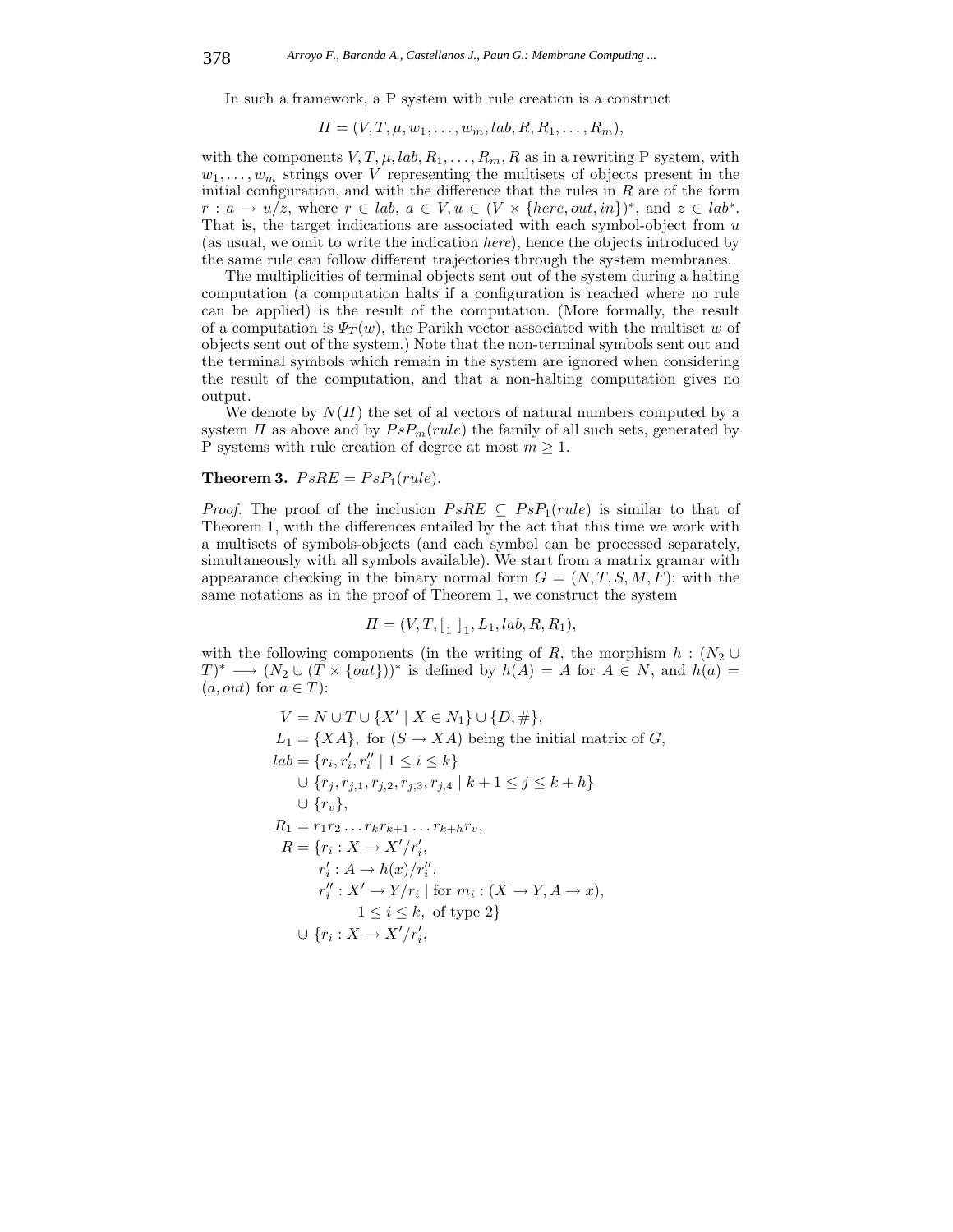In such a framework, a P system with rule creation is a construct

$$\Pi = (V, T, \mu, w_1, \dots, w_m, lab, R, R_1, \dots, R_m),$$

with the components $V, T, \mu, lab, R_1, \dots, R_m, R$ as in a rewriting P system, with $w_1, \dots, w_m$ strings over $V$ representing the multisets of objects present in the initial configuration, and with the difference that the rules in $R$ are of the form $r : a \to u/z$, where $r \in lab$, $a \in V, u \in (V \times \{here, out, in\})^*$, and $z \in lab^*$. That is, the target indications are associated with each symbol-object from $u$ (as usual, we omit to write the indication *here*), hence the objects introduced by the same rule can follow different trajectories through the system membranes.

The multiplicities of terminal objects sent out of the system during a halting computation (a computation halts if a configuration is reached where no rule can be applied) is the result of the computation. (More formally, the result of a computation is $\Psi_T(w)$, the Parikh vector associated with the multiset $w$ of objects sent out of the system.) Note that the non-terminal symbols sent out and the terminal symbols which remain in the system are ignored when considering the result of the computation, and that a non-halting computation gives no output.

We denote by $N(\Pi)$ the set of al vectors of natural numbers computed by a system $\Pi$ as above and by $PsP_m(rule)$ the family of all such sets, generated by P systems with rule creation of degree at most $m \geq 1$.

**Theorem 3.** $PsRE = PsP_1(rule)$.

*Proof.* The proof of the inclusion $PsRE \subseteq PsP_1(rule)$ is similar to that of Theorem 1, with the differences entailed by the act that this time we work with a multisets of symbols-objects (and each symbol can be processed separately, simultaneously with all symbols available). We start from a matrix gramar with appearance checking in the binary normal form $G = (N, T, S, M, F)$; with the same notations as in the proof of Theorem 1, we construct the system

$$\Pi = (V, T, [_1\ ]_1, L_1, lab, R, R_1),$$

with the following components (in the writing of $R$, the morphism $h : (N_2 \cup T)^* \longrightarrow (N_2 \cup (T \times \{out\}))^*$ is defined by $h(A) = A$ for $A \in N$, and $h(a) = (a, out)$ for $a \in T$):

$$\begin{aligned}
V &= N \cup T \cup \{X' \mid X \in N_1\} \cup \{D, \#\},\\
L_1 &= \{XA\},\ \text{for } (S \to XA) \text{ being the initial matrix of } G,\\
lab &= \{r_i, r_i', r_i'' \mid 1 \leq i \leq k\}\\
&\quad \cup \{r_j, r_{j,1}, r_{j,2}, r_{j,3}, r_{j,4} \mid k+1 \leq j \leq k+h\}\\
&\quad \cup \{r_v\},\\
R_1 &= r_1 r_2 \dots r_k r_{k+1} \dots r_{k+h} r_v,\\
R &= \{r_i : X \to X'/r_i',\\
&\qquad r_i' : A \to h(x)/r_i'',\\
&\qquad r_i'' : X' \to Y/r_i \mid \text{for } m_i : (X \to Y, A \to x),\\
&\qquad\qquad 1 \leq i \leq k,\ \text{of type 2}\}\\
&\quad \cup \{r_i : X \to X'/r_i',
\end{aligned}$$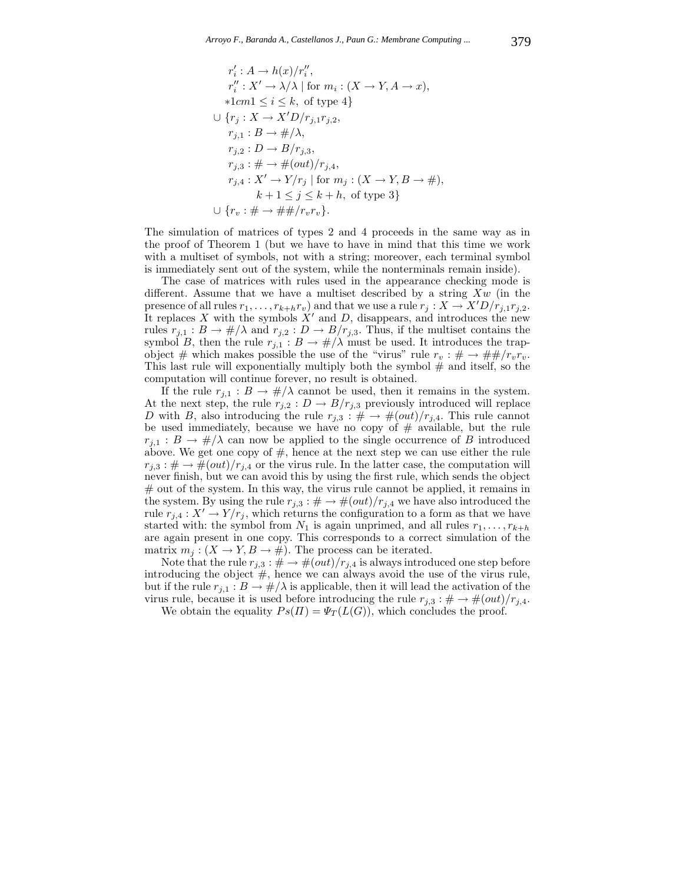$$
\begin{aligned}
&r_i' : A \to h(x)/r_i'',\\
&r_i'' : X' \to \lambda/\lambda \mid \text{for } m_i : (X \to Y, A \to x),\\
&*1cm1 \le i \le k, \text{ of type 4}\}\\
\cup\ &\{r_j : X \to X'D/r_{j,1}r_{j,2},\\
&r_{j,1} : B \to \#/\lambda,\\
&r_{j,2} : D \to B/r_{j,3},\\
&r_{j,3} : \# \to \#(out)/r_{j,4},\\
&r_{j,4} : X' \to Y/r_j \mid \text{for } m_j : (X \to Y, B \to \#),\\
&\qquad k+1 \le j \le k+h, \text{ of type 3}\}\\
\cup\ &\{r_v : \# \to \#\#/r_v r_v\}.
\end{aligned}
$$

The simulation of matrices of types 2 and 4 proceeds in the same way as in the proof of Theorem 1 (but we have to have in mind that this time we work with a multiset of symbols, not with a string; moreover, each terminal symbol is immediately sent out of the system, while the nonterminals remain inside).

The case of matrices with rules used in the appearance checking mode is different. Assume that we have a multiset described by a string $Xw$ (in the presence of all rules $r_1, \ldots, r_{k+h}r_v$) and that we use a rule $r_j : X \to X'D/r_{j,1}r_{j,2}$. It replaces $X$ with the symbols $X'$ and $D$, disappears, and introduces the new rules $r_{j,1} : B \to \#/\lambda$ and $r_{j,2} : D \to B/r_{j,3}$. Thus, if the multiset contains the symbol $B$, then the rule $r_{j,1} : B \to \#/\lambda$ must be used. It introduces the trap-object # which makes possible the use of the "virus" rule $r_v : \# \to \#\#/r_v r_v$. This last rule will exponentially multiply both the symbol # and itself, so the computation will continue forever, no result is obtained.

If the rule $r_{j,1} : B \to \#/\lambda$ cannot be used, then it remains in the system. At the next step, the rule $r_{j,2} : D \to B/r_{j,3}$ previously introduced will replace $D$ with $B$, also introducing the rule $r_{j,3} : \# \to \#(out)/r_{j,4}$. This rule cannot be used immediately, because we have no copy of # available, but the rule $r_{j,1} : B \to \#/\lambda$ can now be applied to the single occurrence of $B$ introduced above. We get one copy of #, hence at the next step we can use either the rule $r_{j,3} : \# \to \#(out)/r_{j,4}$ or the virus rule. In the latter case, the computation will never finish, but we can avoid this by using the first rule, which sends the object # out of the system. In this way, the virus rule cannot be applied, it remains in the system. By using the rule $r_{j,3} : \# \to \#(out)/r_{j,4}$ we have also introduced the rule $r_{j,4} : X' \to Y/r_j$, which returns the configuration to a form as that we have started with: the symbol from $N_1$ is again unprimed, and all rules $r_1, \ldots, r_{k+h}$ are again present in one copy. This corresponds to a correct simulation of the matrix $m_j : (X \to Y, B \to \#)$. The process can be iterated.

Note that the rule $r_{j,3} : \# \to \#(out)/r_{j,4}$ is always introduced one step before introducing the object #, hence we can always avoid the use of the virus rule, but if the rule $r_{j,1} : B \to \#/\lambda$ is applicable, then it will lead the activation of the virus rule, because it is used before introducing the rule $r_{j,3} : \# \to \#(out)/r_{j,4}$.

We obtain the equality $Ps(\Pi) = \Psi_T(L(G))$, which concludes the proof.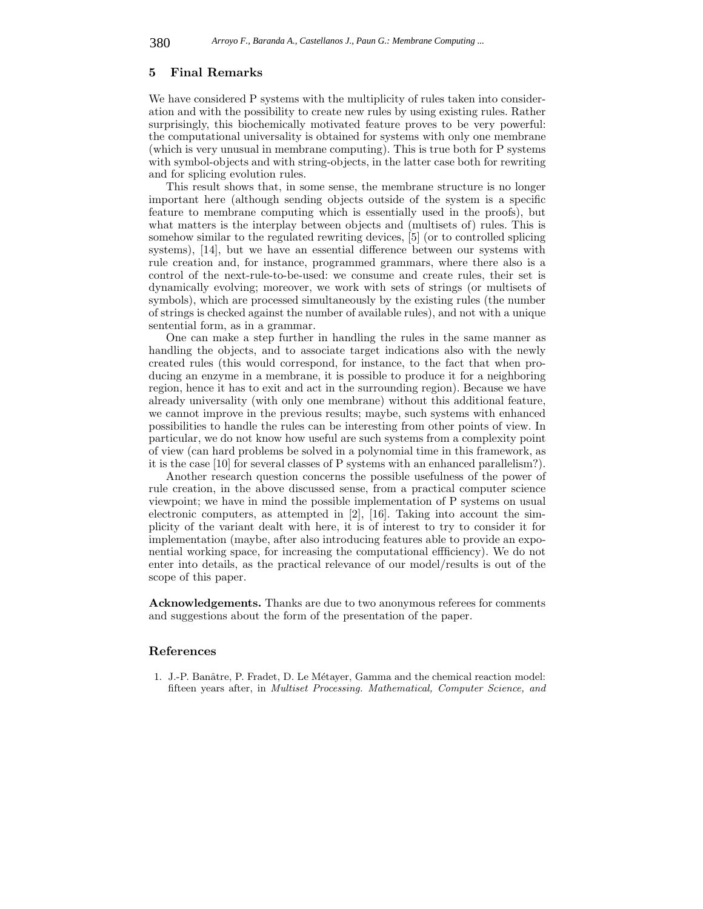## 5 Final Remarks

We have considered P systems with the multiplicity of rules taken into consideration and with the possibility to create new rules by using existing rules. Rather surprisingly, this biochemically motivated feature proves to be very powerful: the computational universality is obtained for systems with only one membrane (which is very unusual in membrane computing). This is true both for P systems with symbol-objects and with string-objects, in the latter case both for rewriting and for splicing evolution rules.

This result shows that, in some sense, the membrane structure is no longer important here (although sending objects outside of the system is a specific feature to membrane computing which is essentially used in the proofs), but what matters is the interplay between objects and (multisets of) rules. This is somehow similar to the regulated rewriting devices, [5] (or to controlled splicing systems), [14], but we have an essential difference between our systems with rule creation and, for instance, programmed grammars, where there also is a control of the next-rule-to-be-used: we consume and create rules, their set is dynamically evolving; moreover, we work with sets of strings (or multisets of symbols), which are processed simultaneously by the existing rules (the number of strings is checked against the number of available rules), and not with a unique sentential form, as in a grammar.

One can make a step further in handling the rules in the same manner as handling the objects, and to associate target indications also with the newly created rules (this would correspond, for instance, to the fact that when producing an enzyme in a membrane, it is possible to produce it for a neighboring region, hence it has to exit and act in the surrounding region). Because we have already universality (with only one membrane) without this additional feature, we cannot improve in the previous results; maybe, such systems with enhanced possibilities to handle the rules can be interesting from other points of view. In particular, we do not know how useful are such systems from a complexity point of view (can hard problems be solved in a polynomial time in this framework, as it is the case [10] for several classes of P systems with an enhanced parallelism?).

Another research question concerns the possible usefulness of the power of rule creation, in the above discussed sense, from a practical computer science viewpoint; we have in mind the possible implementation of P systems on usual electronic computers, as attempted in [2], [16]. Taking into account the simplicity of the variant dealt with here, it is of interest to try to consider it for implementation (maybe, after also introducing features able to provide an exponential working space, for increasing the computational effficiency). We do not enter into details, as the practical relevance of our model/results is out of the scope of this paper.

**Acknowledgements.** Thanks are due to two anonymous referees for comments and suggestions about the form of the presentation of the paper.

## References

1. J.-P. Banâtre, P. Fradet, D. Le Métayer, Gamma and the chemical reaction model: fifteen years after, in *Multiset Processing. Mathematical, Computer Science, and*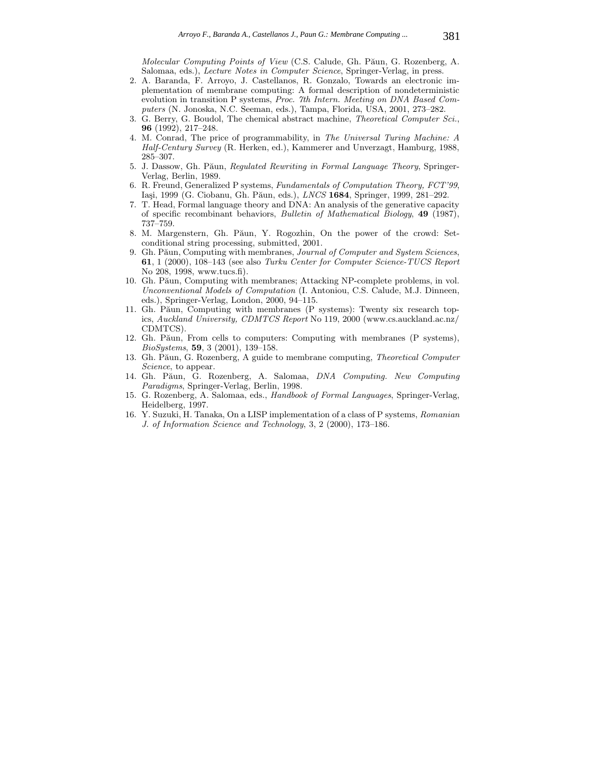*Molecular Computing Points of View* (C.S. Calude, Gh. Păun, G. Rozenberg, A. Salomaa, eds.), *Lecture Notes in Computer Science*, Springer-Verlag, in press.

2. A. Baranda, F. Arroyo, J. Castellanos, R. Gonzalo, Towards an electronic implementation of membrane computing: A formal description of nondeterministic evolution in transition P systems, *Proc. 7th Intern. Meeting on DNA Based Computers* (N. Jonoska, N.C. Seeman, eds.), Tampa, Florida, USA, 2001, 273–282.
3. G. Berry, G. Boudol, The chemical abstract machine, *Theoretical Computer Sci.*, **96** (1992), 217–248.
4. M. Conrad, The price of programmability, in *The Universal Turing Machine: A Half-Century Survey* (R. Herken, ed.), Kammerer and Unverzagt, Hamburg, 1988, 285–307.
5. J. Dassow, Gh. Păun, *Regulated Rewriting in Formal Language Theory*, Springer-Verlag, Berlin, 1989.
6. R. Freund, Generalized P systems, *Fundamentals of Computation Theory, FCT'99*, Iaşi, 1999 (G. Ciobanu, Gh. Păun, eds.), *LNCS* **1684**, Springer, 1999, 281–292.
7. T. Head, Formal language theory and DNA: An analysis of the generative capacity of specific recombinant behaviors, *Bulletin of Mathematical Biology*, **49** (1987), 737–759.
8. M. Margenstern, Gh. Păun, Y. Rogozhin, On the power of the crowd: Set-conditional string processing, submitted, 2001.
9. Gh. Păun, Computing with membranes, *Journal of Computer and System Sciences*, **61**, 1 (2000), 108–143 (see also *Turku Center for Computer Science-TUCS Report* No 208, 1998, www.tucs.fi).
10. Gh. Păun, Computing with membranes; Attacking NP-complete problems, in vol. *Unconventional Models of Computation* (I. Antoniou, C.S. Calude, M.J. Dinneen, eds.), Springer-Verlag, London, 2000, 94–115.
11. Gh. Păun, Computing with membranes (P systems): Twenty six research topics, *Auckland University, CDMTCS Report* No 119, 2000 (www.cs.auckland.ac.nz/CDMTCS).
12. Gh. Păun, From cells to computers: Computing with membranes (P systems), *BioSystems*, **59**, 3 (2001), 139–158.
13. Gh. Păun, G. Rozenberg, A guide to membrane computing, *Theoretical Computer Science*, to appear.
14. Gh. Păun, G. Rozenberg, A. Salomaa, *DNA Computing. New Computing Paradigms*, Springer-Verlag, Berlin, 1998.
15. G. Rozenberg, A. Salomaa, eds., *Handbook of Formal Languages*, Springer-Verlag, Heidelberg, 1997.
16. Y. Suzuki, H. Tanaka, On a LISP implementation of a class of P systems, *Romanian J. of Information Science and Technology*, 3, 2 (2000), 173–186.